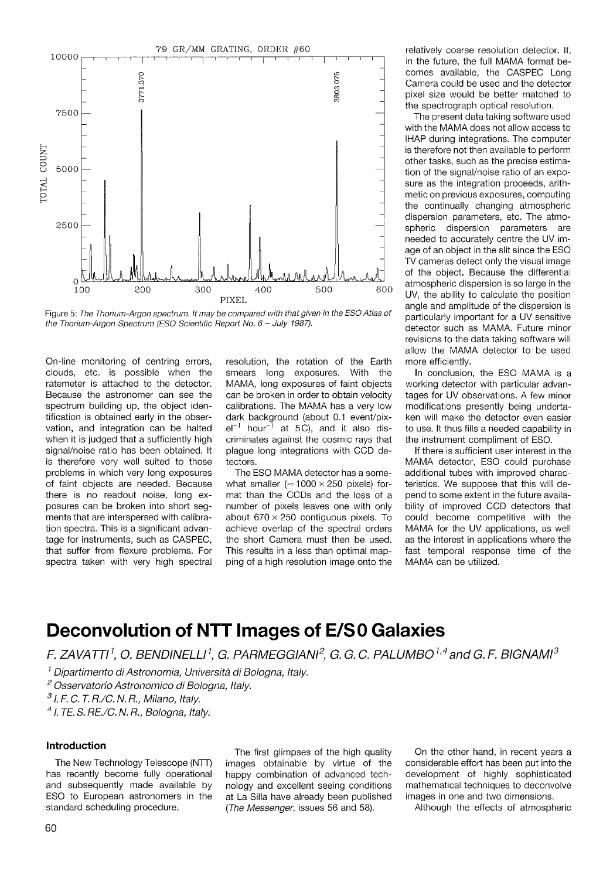Figure 5: *The Thorium-Argon spectrum. It may be compared with that given in the ESO Atlas of the Thorium-Argon Spectrum (ESO Scientific Report No. 6 – July 1987).*

On-line monitoring of centring errors, clouds, etc. is possible when the ratemeter is attached to the detector. Because the astronomer can see the spectrum building up, the object identification is obtained early in the observation, and integration can be halted when it is judged that a sufficiently high signal/noise ratio has been obtained. It is therefore very well suited to those problems in which very long exposures of faint objects are needed. Because there is no readout noise, long exposures can be broken into short segments that are interspersed with calibration spectra. This is a significant advantage for instruments, such as CASPEC, that suffer from flexure problems. For spectra taken with very high spectral resolution, the rotation of the Earth smears long exposures. With the MAMA, long exposures of faint objects can be broken in order to obtain velocity calibrations. The MAMA has a very low dark background (about 0.1 event/pixel$^{-1}$ hour$^{-1}$ at 5C), and it also discriminates against the cosmic rays that plague long integrations with CCD detectors.

The ESO MAMA detector has a somewhat smaller ($\approx 1000 \times 250$ pixels) format than the CCDs and the loss of a number of pixels leaves one with only about $670 \times 250$ contiguous pixels. To achieve overlap of the spectral orders the short Camera must then be used. This results in a less than optimal mapping of a high resolution image onto the relatively coarse resolution detector. If, in the future, the full MAMA format becomes available, the CASPEC Long Camera could be used and the detector pixel size would be better matched to the spectrograph optical resolution.

The present data taking software used with the MAMA does not allow access to IHAP during integrations. The computer is therefore not then available to perform other tasks, such as the precise estimation of the signal/noise ratio of an exposure as the integration proceeds, arithmetic on previous exposures, computing the continually changing atmospheric dispersion parameters, etc. The atmospheric dispersion parameters are needed to accurately centre the UV image of an object in the slit since the ESO TV cameras detect only the visual image of the object. Because the differential atmospheric dispersion is so large in the UV, the ability to calculate the position angle and amplitude of the dispersion is particularly important for a UV sensitive detector such as MAMA. Future minor revisions to the data taking software will allow the MAMA detector to be used more efficiently.

In conclusion, the ESO MAMA is a working detector with particular advantages for UV observations. A few minor modifications presently being undertaken will make the detector even easier to use. It thus fills a needed capability in the instrument compliment of ESO.

If there is sufficient user interest in the MAMA detector, ESO could purchase additional tubes with improved characteristics. We suppose that this will depend to some extent in the future availability of improved CCD detectors that could become competitive with the MAMA for the UV applications, as well as the interest in applications where the fast temporal response time of the MAMA can be utilized.

# Deconvolution of NTT Images of E/S0 Galaxies

*F. ZAVATTI[1], O. BENDINELLI[1], G. PARMEGGIANI[2], G. G. C. PALUMBO[1,4] and G. F. BIGNAMI[3]*

[1] *Dipartimento di Astronomia, Università di Bologna, Italy.*
[2] *Osservatorio Astronomico di Bologna, Italy.*
[3] *I. F. C. T. R./C. N. R., Milano, Italy.*
[4] *I. TE. S. RE./C. N. R., Bologna, Italy.*

## Introduction

The New Technology Telescope (NTT) has recently become fully operational and subsequently made available by ESO to European astronomers in the standard scheduling procedure.

The first glimpses of the high quality images obtainable by virtue of the happy combination of advanced technology and excellent seeing conditions at La Silla have already been published (*The Messenger*, issues 56 and 58).

On the other hand, in recent years a considerable effort has been put into the development of highly sophisticated mathematical techniques to deconvolve images in one and two dimensions.

Although the effects of atmospheric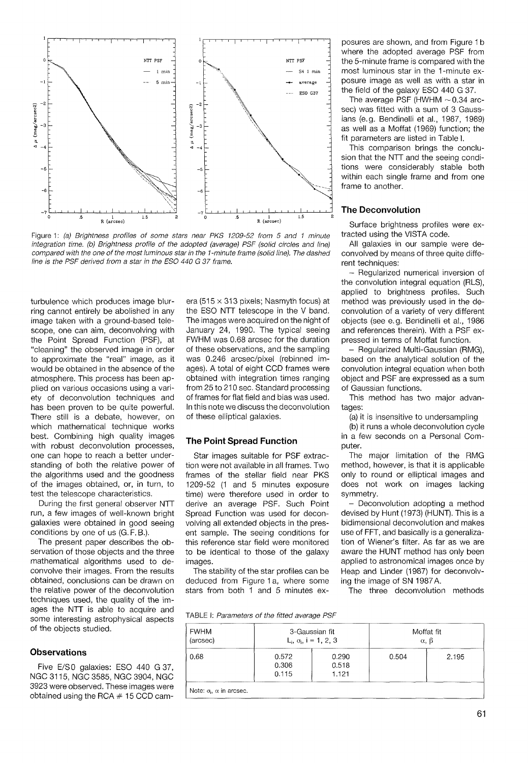Figure 1: *(a) Brightness profiles of some stars near PKS 1209-52 from 5 and 1 minute integration time. (b) Brightness profile of the adopted (average) PSF (solid circles and line) compared with the one of the most luminous star in the 1-minute frame (solid line). The dashed line is the PSF derived from a star in the ESO 440 G 37 frame.*

turbulence which produces image blurring cannot entirely be abolished in any image taken with a ground-based telescope, one can aim, deconvolving with the Point Spread Function (PSF), at "cleaning" the observed image in order to approximate the "real" image, as it would be obtained in the absence of the atmosphere. This process has been applied on various occasions using a variety of deconvolution techniques and has been proven to be quite powerful. There still is a debate, however, on which mathematical technique works best. Combining high quality images with robust deconvolution processes, one can hope to reach a better understanding of both the relative power of the algorithms used and the goodness of the images obtained, or, in turn, to test the telescope characteristics.

During the first general observer NTT run, a few images of well-known bright galaxies were obtained in good seeing conditions by one of us (G. F. B.).

The present paper describes the observation of those objects and the three mathematical algorithms used to deconvolve their images. From the results obtained, conclusions can be drawn on the relative power of the deconvolution techniques used, the quality of the images the NTT is able to acquire and some interesting astrophysical aspects of the objects studied.

## Observations

Five E/S0 galaxies: ESO 440 G 37, NGC 3115, NGC 3585, NGC 3904, NGC 3923 were observed. These images were obtained using the RCA # 15 CCD camera (515 × 313 pixels; Nasmyth focus) at the ESO NTT telescope in the V band. The images were acquired on the night of January 24, 1990. The typical seeing FWHM was 0.68 arcsec for the duration of these observations, and the sampling was 0.246 arcsec/pixel (rebinned images). A total of eight CCD frames were obtained with integration times ranging from 25 to 210 sec. Standard processing of frames for flat field and bias was used. In this note we discuss the deconvolution of these elliptical galaxies.

## The Point Spread Function

Star images suitable for PSF extraction were not available in all frames. Two frames of the stellar field near PKS 1209-52 (1 and 5 minutes exposure time) were therefore used in order to derive an average PSF. Such Point Spread Function was used for deconvolving all extended objects in the present sample. The seeing conditions for this reference star field were monitored to be identical to those of the galaxy images.

The stability of the star profiles can be deduced from Figure 1a, where some stars from both 1 and 5 minutes exposures are shown, and from Figure 1b where the adopted average PSF from the 5-minute frame is compared with the most luminous star in the 1-minute exposure image as well as with a star in the field of the galaxy ESO 440 G 37.

The average PSF (HWHM ~ 0.34 arcsec) was fitted with a sum of 3 Gaussians (e.g. Bendinelli et al., 1987, 1989) as well as a Moffat (1969) function; the fit parameters are listed in Table I.

This comparison brings the conclusion that the NTT and the seeing conditions were considerably stable both within each single frame and from one frame to another.

## The Deconvolution

Surface brightness profiles were extracted using the VISTA code.

All galaxies in our sample were deconvolved by means of three quite different techniques:

– Regularized numerical inversion of the convolution integral equation (RLS), applied to brightness profiles. Such method was previously used in the deconvolution of a variety of very different objects (see e.g. Bendinelli et al., 1986 and references therein). With a PSF expressed in terms of Moffat function.

– Regularized Multi-Gaussian (RMG), based on the analytical solution of the convolution integral equation when both object and PSF are expressed as a sum of Gaussian functions.

This method has two major advantages:

(a) it is insensitive to undersampling

(b) it runs a whole deconvolution cycle in a few seconds on a Personal Computer.

The major limitation of the RMG method, however, is that it is applicable only to round or elliptical images and does not work on images lacking symmetry.

– Deconvolution adopting a method devised by Hunt (1973) (HUNT). This is a bidimensional deconvolution and makes use of FFT, and basically is a generalization of Wiener's filter. As far as we are aware the HUNT method has only been applied to astronomical images once by Heap and Linder (1987) for deconvolving the image of SN 1987A.

The three deconvolution methods

TABLE I: *Parameters of the fitted average PSF*

| FWHM (arcsec) | 3-Gaussian fit $L_i$, $\sigma_i$, i = 1, 2, 3 | | Moffat fit $\alpha$, $\beta$ | |
|---|---|---|---|---|
| 0.68 | 0.572<br>0.306<br>0.115 | 0.290<br>0.518<br>1.121 | 0.504 | 2.195 |

Note: $\sigma_i$, $\alpha$ in arcsec.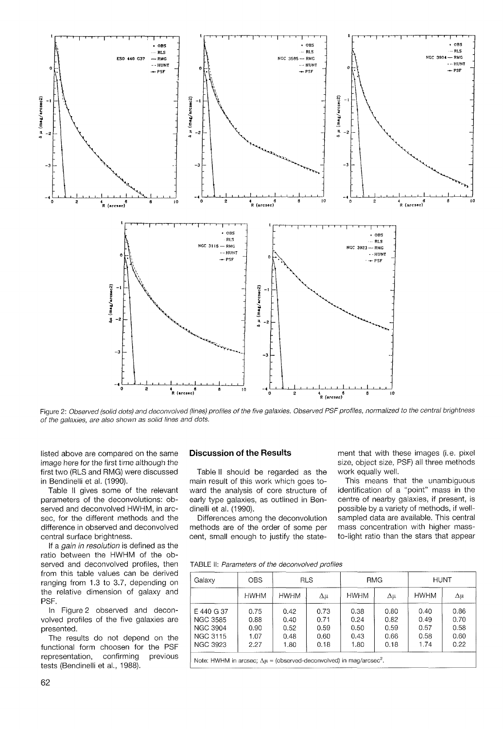Figure 2: *Observed (solid dots) and deconvolved (lines) profiles of the five galaxies. Observed PSF profiles, normalized to the central brightness of the galaxies, are also shown as solid lines and dots.*

listed above are compared on the same image here for the first time although the first two (RLS and RMG) were discussed in Bendinelli et al. (1990).

Table II gives some of the relevant parameters of the deconvolutions: observed and deconvolved HWHM, in arcsec, for the different methods and the difference in observed and deconvolved central surface brightness.

If a *gain in resolution* is defined as the ratio between the HWHM of the observed and deconvolved profiles, then from this table values can be derived ranging from 1.3 to 3.7, depending on the relative dimension of galaxy and PSF.

In Figure 2 observed and deconvolved profiles of the five galaxies are presented.

The results do not depend on the functional form choosen for the PSF representation, confirming previous tests (Bendinelli et al., 1988).

## Discussion of the Results

Table II should be regarded as the main result of this work which goes toward the analysis of core structure of early type galaxies, as outlined in Bendinelli et al. (1990).

Differences among the deconvolution methods are of the order of some per cent, small enough to justify the statement that with these images (i.e. pixel size, object size, PSF) all three methods work equally well.

This means that the unambiguous identification of a "point" mass in the centre of nearby galaxies, if present, is possible by a variety of methods, if well-sampled data are available. This central mass concentration with higher mass-to-light ratio than the stars that appear

TABLE II: *Parameters of the deconvolved profiles*

| Galaxy | OBS | RLS | | RMG | | HUNT | |
|---|---|---|---|---|---|---|---|
| | HWHM | HWHM | $\Delta\mu$ | HWHM | $\Delta\mu$ | HWHM | $\Delta\mu$ |
| E 440 G 37 | 0.75 | 0.42 | 0.73 | 0.38 | 0.80 | 0.40 | 0.86 |
| NGC 3585 | 0.88 | 0.40 | 0.71 | 0.24 | 0.82 | 0.49 | 0.70 |
| NGC 3904 | 0.90 | 0.52 | 0.59 | 0.50 | 0.59 | 0.57 | 0.58 |
| NGC 3115 | 1.07 | 0.48 | 0.60 | 0.43 | 0.66 | 0.58 | 0.60 |
| NGC 3923 | 2.27 | 1.80 | 0.18 | 1.80 | 0.18 | 1.74 | 0.22 |

Note: HWHM in arcsec; $\Delta\mu$ = (observed-deconvolved) in mag/arcsec$^2$.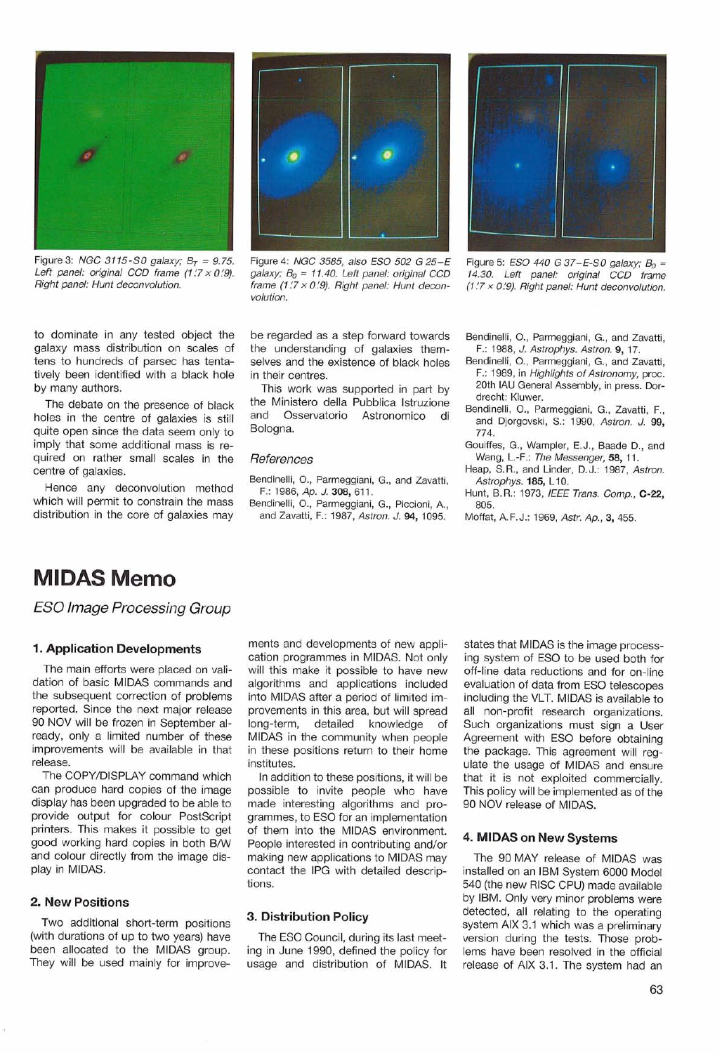Figure 3: *NGC 3115-S0 galaxy; $B_T$ = 9.75. Left panel: original CCD frame (1:7 × 0:9). Right panel: Hunt deconvolution.*

Figure 4: *NGC 3585, also ESO 502 G 25–E galaxy; $B_0$ = 11.40. Left panel: original CCD frame (1:7 × 0:9). Right panel: Hunt deconvolution.*

Figure 5: *ESO 440 G 37–E-S0 galaxy; $B_0$ = 14.30. Left panel: original CCD frame (1:7 × 0:9). Right panel: Hunt deconvolution.*

to dominate in any tested object the galaxy mass distribution on scales of tens to hundreds of parsec has tentatively been identified with a black hole by many authors.

The debate on the presence of black holes in the centre of galaxies is still quite open since the data seem only to imply that some additional mass is required on rather small scales in the centre of galaxies.

Hence any deconvolution method which will permit to constrain the mass distribution in the core of galaxies may be regarded as a step forward towards the understanding of galaxies themselves and the existence of black holes in their centres.

This work was supported in part by the Ministero della Pubblica Istruzione and Osservatorio Astronomico di Bologna.

### References

Bendinelli, O., Parmeggiani, G., and Zavatti, F.: 1986, *Ap. J.* **308,** 611.
Bendinelli, O., Parmeggiani, G., Piccioni, A., and Zavatti, F.: 1987, *Astron. J.* **94,** 1095.
Bendinelli, O., Parmeggiani, G., and Zavatti, F.: 1988, *J. Astrophys. Astron.* **9,** 17.
Bendinelli, O., Parmeggiani, G., and Zavatti, F.: 1989, in *Highlights of Astronomy,* proc. 20th IAU General Assembly, in press. Dordrecht: Kluwer.
Bendinelli, O., Parmeggiani, G., Zavatti, F., and Djorgovski, S.: 1990, *Astron. J.* **99,** 774.
Gouiffes, G., Wampler, E.J., Baade D., and Wang, L.-F.: *The Messenger,* **58,** 11.
Heap, S.R., and Linder, D.J.: 1987, *Astron. Astrophys.* **185,** L10.
Hunt, B.R.: 1973, *IEEE Trans. Comp.,* **C-22,** 805.
Moffat, A.F.J.: 1969, *Astr. Ap.,* **3,** 455.

# MIDAS Memo

*ESO Image Processing Group*

## 1. Application Developments

The main efforts were placed on validation of basic MIDAS commands and the subsequent correction of problems reported. Since the next major release 90 NOV will be frozen in September already, only a limited number of these improvements will be available in that release.

The COPY/DISPLAY command which can produce hard copies of the image display has been upgraded to be able to provide output for colour PostScript printers. This makes it possible to get good working hard copies in both B/W and colour directly from the image display in MIDAS.

## 2. New Positions

Two additional short-term positions (with durations of up to two years) have been allocated to the MIDAS group. They will be used mainly for improvements and developments of new application programmes in MIDAS. Not only will this make it possible to have new algorithms and applications included into MIDAS after a period of limited improvements in this area, but will spread long-term, detailed knowledge of MIDAS in the community when people in these positions return to their home institutes.

In addition to these positions, it will be possible to invite people who have made interesting algorithms and programmes, to ESO for an implementation of them into the MIDAS environment. People interested in contributing and/or making new applications to MIDAS may contact the IPG with detailed descriptions.

## 3. Distribution Policy

The ESO Council, during its last meeting in June 1990, defined the policy for usage and distribution of MIDAS. It states that MIDAS is the image processing system of ESO to be used both for off-line data reductions and for on-line evaluation of data from ESO telescopes including the VLT. MIDAS is available to all non-profit research organizations. Such organizations must sign a User Agreement with ESO before obtaining the package. This agreement will regulate the usage of MIDAS and ensure that it is not exploited commercially. This policy will be implemented as of the 90 NOV release of MIDAS.

## 4. MIDAS on New Systems

The 90 MAY release of MIDAS was installed on an IBM System 6000 Model 540 (the new RISC CPU) made available by IBM. Only very minor problems were detected, all relating to the operating system AIX 3.1 which was a preliminary version during the tests. Those problems have been resolved in the official release of AIX 3.1. The system had an